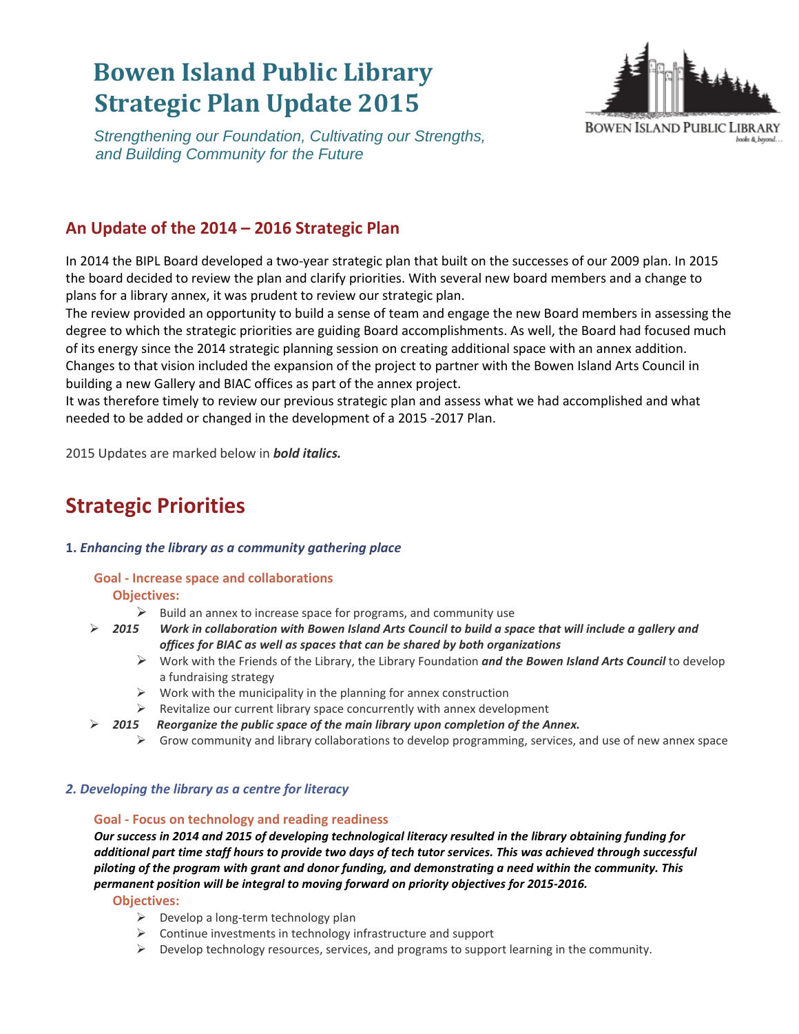// Bowen Island Public Library
# Bowen Island Public Library Strategic Plan Update 2015

*Strengthening our Foundation, Cultivating our Strengths, and Building Community for the Future*

## An Update of the 2014 – 2016 Strategic Plan

In 2014 the BIPL Board developed a two-year strategic plan that built on the successes of our 2009 plan. In 2015 the board decided to review the plan and clarify priorities. With several new board members and a change to plans for a library annex, it was prudent to review our strategic plan.

The review provided an opportunity to build a sense of team and engage the new Board members in assessing the degree to which the strategic priorities are guiding Board accomplishments. As well, the Board had focused much of its energy since the 2014 strategic planning session on creating additional space with an annex addition. Changes to that vision included the expansion of the project to partner with the Bowen Island Arts Council in building a new Gallery and BIAC offices as part of the annex project.

It was therefore timely to review our previous strategic plan and assess what we had accomplished and what needed to be added or changed in the development of a 2015 -2017 Plan.

2015 Updates are marked below in ***bold italics.***

# Strategic Priorities

**1.** ***Enhancing the library as a community gathering place***

**Goal - Increase space and collaborations**

**Objectives:**

- Build an annex to increase space for programs, and community use
- ***2015 Work in collaboration with Bowen Island Arts Council to build a space that will include a gallery and offices for BIAC as well as spaces that can be shared by both organizations***
- Work with the Friends of the Library, the Library Foundation ***and the Bowen Island Arts Council*** to develop a fundraising strategy
- Work with the municipality in the planning for annex construction
- Revitalize our current library space concurrently with annex development
- ***2015 Reorganize the public space of the main library upon completion of the Annex.***
- Grow community and library collaborations to develop programming, services, and use of new annex space

***2. Developing the library as a centre for literacy***

**Goal - Focus on technology and reading readiness**

***Our success in 2014 and 2015 of developing technological literacy resulted in the library obtaining funding for additional part time staff hours to provide two days of tech tutor services. This was achieved through successful piloting of the program with grant and donor funding, and demonstrating a need within the community. This permanent position will be integral to moving forward on priority objectives for 2015-2016.***

**Objectives:**

- Develop a long-term technology plan
- Continue investments in technology infrastructure and support
- Develop technology resources, services, and programs to support learning in the community.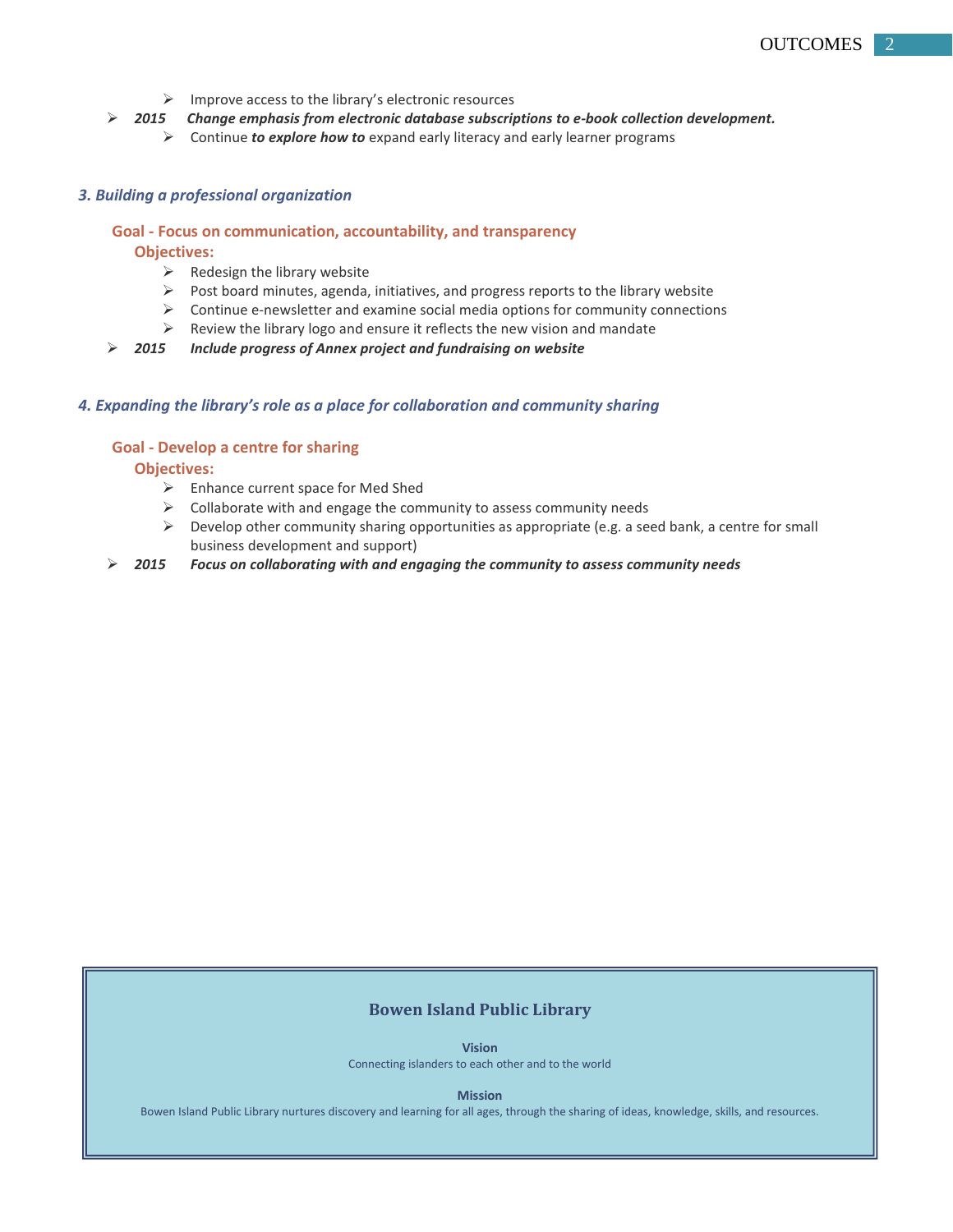- Improve access to the library's electronic resources
- ***2015 Change emphasis from electronic database subscriptions to e-book collection development.***
  - Continue ***to explore how to*** expand early literacy and early learner programs

### *3. Building a professional organization*

**Goal - Focus on communication, accountability, and transparency**

**Objectives:**

  - Redesign the library website
  - Post board minutes, agenda, initiatives, and progress reports to the library website
  - Continue e-newsletter and examine social media options for community connections
  - Review the library logo and ensure it reflects the new vision and mandate
- ***2015 Include progress of Annex project and fundraising on website***

### *4. Expanding the library's role as a place for collaboration and community sharing*

**Goal - Develop a centre for sharing**

**Objectives:**

  - Enhance current space for Med Shed
  - Collaborate with and engage the community to assess community needs
  - Develop other community sharing opportunities as appropriate (e.g. a seed bank, a centre for small business development and support)
- ***2015 Focus on collaborating with and engaging the community to assess community needs***

**Bowen Island Public Library**

**Vision**

Connecting islanders to each other and to the world

**Mission**

Bowen Island Public Library nurtures discovery and learning for all ages, through the sharing of ideas, knowledge, skills, and resources.